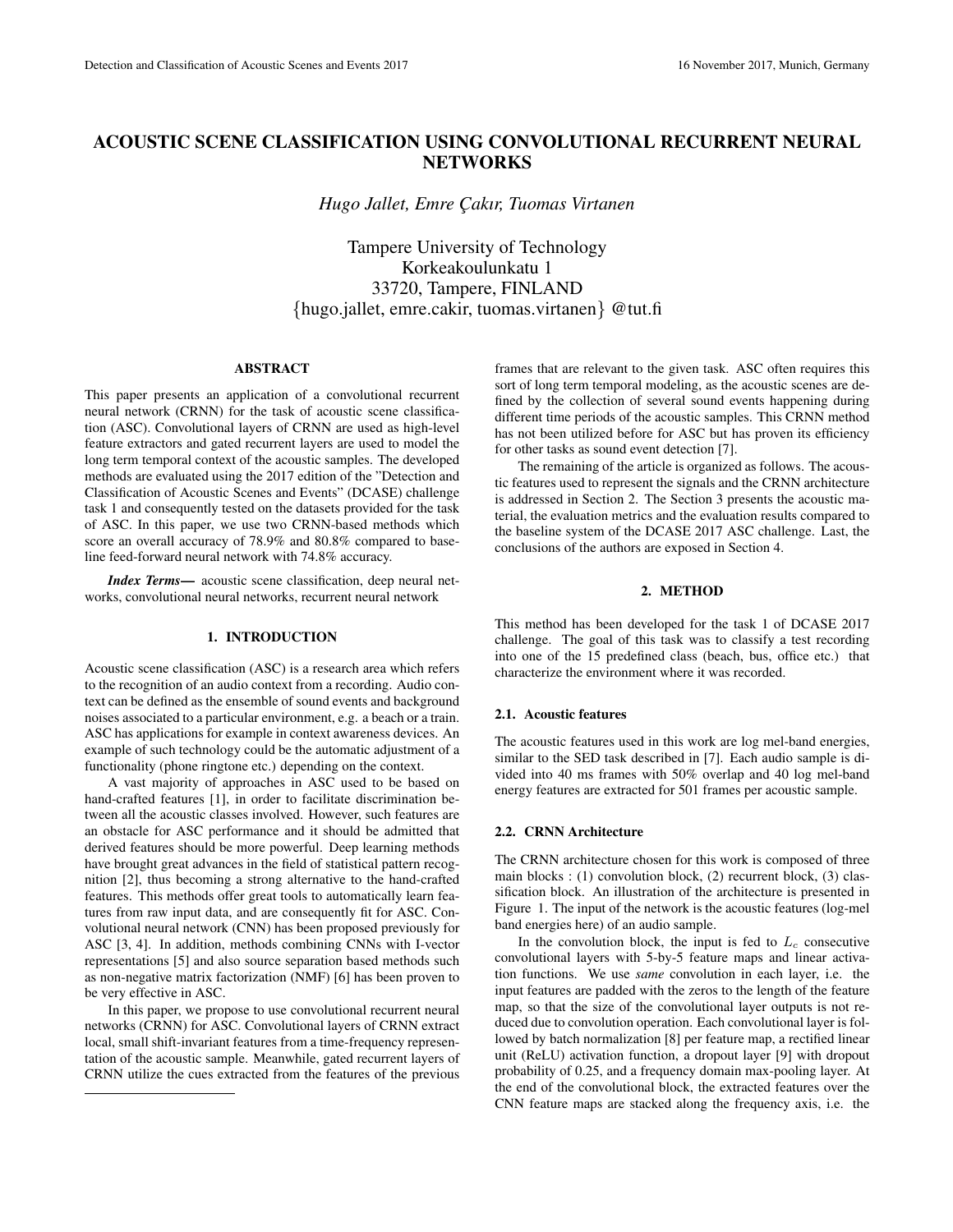# ACOUSTIC SCENE CLASSIFICATION USING CONVOLUTIONAL RECURRENT NEURAL NETWORKS

*Hugo Jallet, Emre Çakır, Tuomas Virtanen*

Tampere University of Technology
Korkeakoulunkatu 1
33720, Tampere, FINLAND
{hugo.jallet, emre.cakir, tuomas.virtanen} @tut.fi

## ABSTRACT

This paper presents an application of a convolutional recurrent neural network (CRNN) for the task of acoustic scene classification (ASC). Convolutional layers of CRNN are used as high-level feature extractors and gated recurrent layers are used to model the long term temporal context of the acoustic samples. The developed methods are evaluated using the 2017 edition of the "Detection and Classification of Acoustic Scenes and Events" (DCASE) challenge task 1 and consequently tested on the datasets provided for the task of ASC. In this paper, we use two CRNN-based methods which score an overall accuracy of 78.9% and 80.8% compared to baseline feed-forward neural network with 74.8% accuracy.

***Index Terms***— acoustic scene classification, deep neural networks, convolutional neural networks, recurrent neural network

## 1. INTRODUCTION

Acoustic scene classification (ASC) is a research area which refers to the recognition of an audio context from a recording. Audio context can be defined as the ensemble of sound events and background noises associated to a particular environment, e.g. a beach or a train. ASC has applications for example in context awareness devices. An example of such technology could be the automatic adjustment of a functionality (phone ringtone etc.) depending on the context.

A vast majority of approaches in ASC used to be based on hand-crafted features [1], in order to facilitate discrimination between all the acoustic classes involved. However, such features are an obstacle for ASC performance and it should be admitted that derived features should be more powerful. Deep learning methods have brought great advances in the field of statistical pattern recognition [2], thus becoming a strong alternative to the hand-crafted features. This methods offer great tools to automatically learn features from raw input data, and are consequently fit for ASC. Convolutional neural network (CNN) has been proposed previously for ASC [3, 4]. In addition, methods combining CNNs with I-vector representations [5] and also source separation based methods such as non-negative matrix factorization (NMF) [6] has been proven to be very effective in ASC.

In this paper, we propose to use convolutional recurrent neural networks (CRNN) for ASC. Convolutional layers of CRNN extract local, small shift-invariant features from a time-frequency representation of the acoustic sample. Meanwhile, gated recurrent layers of CRNN utilize the cues extracted from the features of the previous frames that are relevant to the given task. ASC often requires this sort of long term temporal modeling, as the acoustic scenes are defined by the collection of several sound events happening during different time periods of the acoustic samples. This CRNN method has not been utilized before for ASC but has proven its efficiency for other tasks as sound event detection [7].

The remaining of the article is organized as follows. The acoustic features used to represent the signals and the CRNN architecture is addressed in Section 2. The Section 3 presents the acoustic material, the evaluation metrics and the evaluation results compared to the baseline system of the DCASE 2017 ASC challenge. Last, the conclusions of the authors are exposed in Section 4.

## 2. METHOD

This method has been developed for the task 1 of DCASE 2017 challenge. The goal of this task was to classify a test recording into one of the 15 predefined class (beach, bus, office etc.) that characterize the environment where it was recorded.

### 2.1. Acoustic features

The acoustic features used in this work are log mel-band energies, similar to the SED task described in [7]. Each audio sample is divided into 40 ms frames with 50% overlap and 40 log mel-band energy features are extracted for 501 frames per acoustic sample.

### 2.2. CRNN Architecture

The CRNN architecture chosen for this work is composed of three main blocks : (1) convolution block, (2) recurrent block, (3) classification block. An illustration of the architecture is presented in Figure 1. The input of the network is the acoustic features (log-mel band energies here) of an audio sample.

In the convolution block, the input is fed to $L_c$ consecutive convolutional layers with 5-by-5 feature maps and linear activation functions. We use *same* convolution in each layer, i.e. the input features are padded with the zeros to the length of the feature map, so that the size of the convolutional layer outputs is not reduced due to convolution operation. Each convolutional layer is followed by batch normalization [8] per feature map, a rectified linear unit (ReLU) activation function, a dropout layer [9] with dropout probability of 0.25, and a frequency domain max-pooling layer. At the end of the convolutional block, the extracted features over the CNN feature maps are stacked along the frequency axis, i.e. the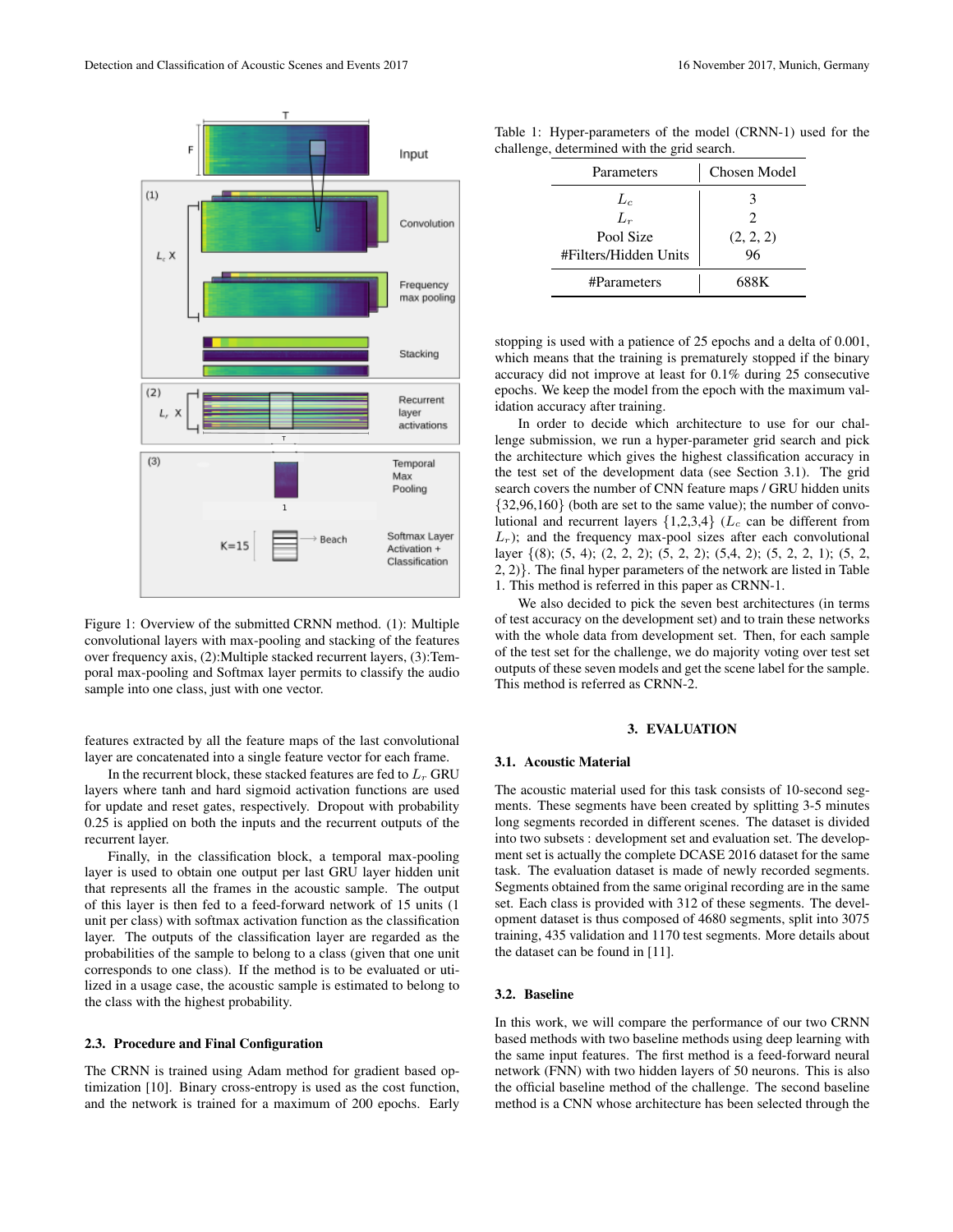Figure 1: Overview of the submitted CRNN method. (1): Multiple convolutional layers with max-pooling and stacking of the features over frequency axis, (2):Multiple stacked recurrent layers, (3):Temporal max-pooling and Softmax layer permits to classify the audio sample into one class, just with one vector.

features extracted by all the feature maps of the last convolutional layer are concatenated into a single feature vector for each frame.

In the recurrent block, these stacked features are fed to $L_r$ GRU layers where tanh and hard sigmoid activation functions are used for update and reset gates, respectively. Dropout with probability 0.25 is applied on both the inputs and the recurrent outputs of the recurrent layer.

Finally, in the classification block, a temporal max-pooling layer is used to obtain one output per last GRU layer hidden unit that represents all the frames in the acoustic sample. The output of this layer is then fed to a feed-forward network of 15 units (1 unit per class) with softmax activation function as the classification layer. The outputs of the classification layer are regarded as the probabilities of the sample to belong to a class (given that one unit corresponds to one class). If the method is to be evaluated or utilized in a usage case, the acoustic sample is estimated to belong to the class with the highest probability.

### 2.3. Procedure and Final Configuration

The CRNN is trained using Adam method for gradient based optimization [10]. Binary cross-entropy is used as the cost function, and the network is trained for a maximum of 200 epochs. Early stopping is used with a patience of 25 epochs and a delta of 0.001, which means that the training is prematurely stopped if the binary accuracy did not improve at least for 0.1% during 25 consecutive epochs. We keep the model from the epoch with the maximum validation accuracy after training.

Table 1: Hyper-parameters of the model (CRNN-1) used for the challenge, determined with the grid search.

| Parameters | Chosen Model |
|---|---|
| $L_c$ | 3 |
| $L_r$ | 2 |
| Pool Size | (2, 2, 2) |
| #Filters/Hidden Units | 96 |
| #Parameters | 688K |

In order to decide which architecture to use for our challenge submission, we run a hyper-parameter grid search and pick the architecture which gives the highest classification accuracy in the test set of the development data (see Section 3.1). The grid search covers the number of CNN feature maps / GRU hidden units {32,96,160} (both are set to the same value); the number of convolutional and recurrent layers {1,2,3,4} ($L_c$ can be different from $L_r$); and the frequency max-pool sizes after each convolutional layer {(8); (5, 4); (2, 2, 2); (5, 2, 2); (5,4, 2); (5, 2, 2, 1); (5, 2, 2, 2)}. The final hyper parameters of the network are listed in Table 1. This method is referred in this paper as CRNN-1.

We also decided to pick the seven best architectures (in terms of test accuracy on the development set) and to train these networks with the whole data from development set. Then, for each sample of the test set for the challenge, we do majority voting over test set outputs of these seven models and get the scene label for the sample. This method is referred as CRNN-2.

## 3. EVALUATION

### 3.1. Acoustic Material

The acoustic material used for this task consists of 10-second segments. These segments have been created by splitting 3-5 minutes long segments recorded in different scenes. The dataset is divided into two subsets : development set and evaluation set. The development set is actually the complete DCASE 2016 dataset for the same task. The evaluation dataset is made of newly recorded segments. Segments obtained from the same original recording are in the same set. Each class is provided with 312 of these segments. The development dataset is thus composed of 4680 segments, split into 3075 training, 435 validation and 1170 test segments. More details about the dataset can be found in [11].

### 3.2. Baseline

In this work, we will compare the performance of our two CRNN based methods with two baseline methods using deep learning with the same input features. The first method is a feed-forward neural network (FNN) with two hidden layers of 50 neurons. This is also the official baseline method of the challenge. The second baseline method is a CNN whose architecture has been selected through the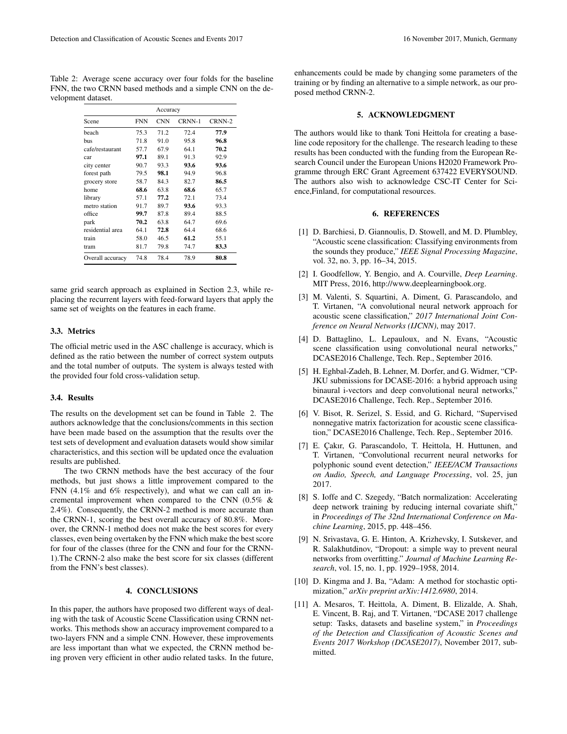Table 2: Average scene accuracy over four folds for the baseline FNN, the two CRNN based methods and a simple CNN on the development dataset.

| | Accuracy | | | |
|---|---|---|---|---|
| Scene | FNN | CNN | CRNN-1 | CRNN-2 |
| beach | 75.3 | 71.2 | 72.4 | **77.9** |
| bus | 71.8 | 91.0 | 95.8 | **96.8** |
| cafe/restaurant | 57.7 | 67.9 | 64.1 | **70.2** |
| car | **97.1** | 89.1 | 91.3 | 92.9 |
| city center | 90.7 | 93.3 | **93.6** | **93.6** |
| forest path | 79.5 | **98.1** | 94.9 | 96.8 |
| grocery store | 58.7 | 84.3 | 82.7 | **86.5** |
| home | **68.6** | 63.8 | **68.6** | 65.7 |
| library | 57.1 | **77.2** | 72.1 | 73.4 |
| metro station | 91.7 | 89.7 | **93.6** | 93.3 |
| office | **99.7** | 87.8 | 89.4 | 88.5 |
| park | **70.2** | 63.8 | 64.7 | 69.6 |
| residential area | 64.1 | **72.8** | 64.4 | 68.6 |
| train | 58.0 | 46.5 | **61.2** | 55.1 |
| tram | 81.7 | 79.8 | 74.7 | **83.3** |
| Overall accuracy | 74.8 | 78.4 | 78.9 | **80.8** |

same grid search approach as explained in Section 2.3, while replacing the recurrent layers with feed-forward layers that apply the same set of weights on the features in each frame.

### 3.3. Metrics

The official metric used in the ASC challenge is accuracy, which is defined as the ratio between the number of correct system outputs and the total number of outputs. The system is always tested with the provided four fold cross-validation setup.

### 3.4. Results

The results on the development set can be found in Table 2. The authors acknowledge that the conclusions/comments in this section have been made based on the assumption that the results over the test sets of development and evaluation datasets would show similar characteristics, and this section will be updated once the evaluation results are published.

The two CRNN methods have the best accuracy of the four methods, but just shows a little improvement compared to the FNN (4.1% and 6% respectively), and what we can call an incremental improvement when compared to the CNN (0.5% & 2.4%). Consequently, the CRNN-2 method is more accurate than the CRNN-1, scoring the best overall accuracy of 80.8%. Moreover, the CRNN-1 method does not make the best scores for every classes, even being overtaken by the FNN which make the best score for four of the classes (three for the CNN and four for the CRNN-1).The CRNN-2 also make the best score for six classes (different from the FNN's best classes).

## 4. CONCLUSIONS

In this paper, the authors have proposed two different ways of dealing with the task of Acoustic Scene Classification using CRNN networks. This methods show an accuracy improvement compared to a two-layers FNN and a simple CNN. However, these improvements are less important than what we expected, the CRNN method being proven very efficient in other audio related tasks. In the future, enhancements could be made by changing some parameters of the training or by finding an alternative to a simple network, as our proposed method CRNN-2.

## 5. ACKNOWLEDGMENT

The authors would like to thank Toni Heittola for creating a baseline code repository for the challenge. The research leading to these results has been conducted with the funding from the European Research Council under the European Unions H2020 Framework Programme through ERC Grant Agreement 637422 EVERYSOUND. The authors also wish to acknowledge CSC-IT Center for Science,Finland, for computational resources.

## 6. REFERENCES

[1] D. Barchiesi, D. Giannoulis, D. Stowell, and M. D. Plumbley, "Acoustic scene classification: Classifying environments from the sounds they produce," *IEEE Signal Processing Magazine*, vol. 32, no. 3, pp. 16–34, 2015.

[2] I. Goodfellow, Y. Bengio, and A. Courville, *Deep Learning*. MIT Press, 2016, http://www.deeplearningbook.org.

[3] M. Valenti, S. Squartini, A. Diment, G. Parascandolo, and T. Virtanen, "A convolutional neural network approach for acoustic scene classification," *2017 International Joint Conference on Neural Networks (IJCNN)*, may 2017.

[4] D. Battaglino, L. Lepauloux, and N. Evans, "Acoustic scene classification using convolutional neural networks," DCASE2016 Challenge, Tech. Rep., September 2016.

[5] H. Eghbal-Zadeh, B. Lehner, M. Dorfer, and G. Widmer, "CP-JKU submissions for DCASE-2016: a hybrid approach using binaural i-vectors and deep convolutional neural networks," DCASE2016 Challenge, Tech. Rep., September 2016.

[6] V. Bisot, R. Serizel, S. Essid, and G. Richard, "Supervised nonnegative matrix factorization for acoustic scene classification," DCASE2016 Challenge, Tech. Rep., September 2016.

[7] E. Çakır, G. Parascandolo, T. Heittola, H. Huttunen, and T. Virtanen, "Convolutional recurrent neural networks for polyphonic sound event detection," *IEEE/ACM Transactions on Audio, Speech, and Language Processing*, vol. 25, jun 2017.

[8] S. Ioffe and C. Szegedy, "Batch normalization: Accelerating deep network training by reducing internal covariate shift," in *Proceedings of The 32nd International Conference on Machine Learning*, 2015, pp. 448–456.

[9] N. Srivastava, G. E. Hinton, A. Krizhevsky, I. Sutskever, and R. Salakhutdinov, "Dropout: a simple way to prevent neural networks from overfitting." *Journal of Machine Learning Research*, vol. 15, no. 1, pp. 1929–1958, 2014.

[10] D. Kingma and J. Ba, "Adam: A method for stochastic optimization," *arXiv preprint arXiv:1412.6980*, 2014.

[11] A. Mesaros, T. Heittola, A. Diment, B. Elizalde, A. Shah, E. Vincent, B. Raj, and T. Virtanen, "DCASE 2017 challenge setup: Tasks, datasets and baseline system," in *Proceedings of the Detection and Classification of Acoustic Scenes and Events 2017 Workshop (DCASE2017)*, November 2017, submitted.